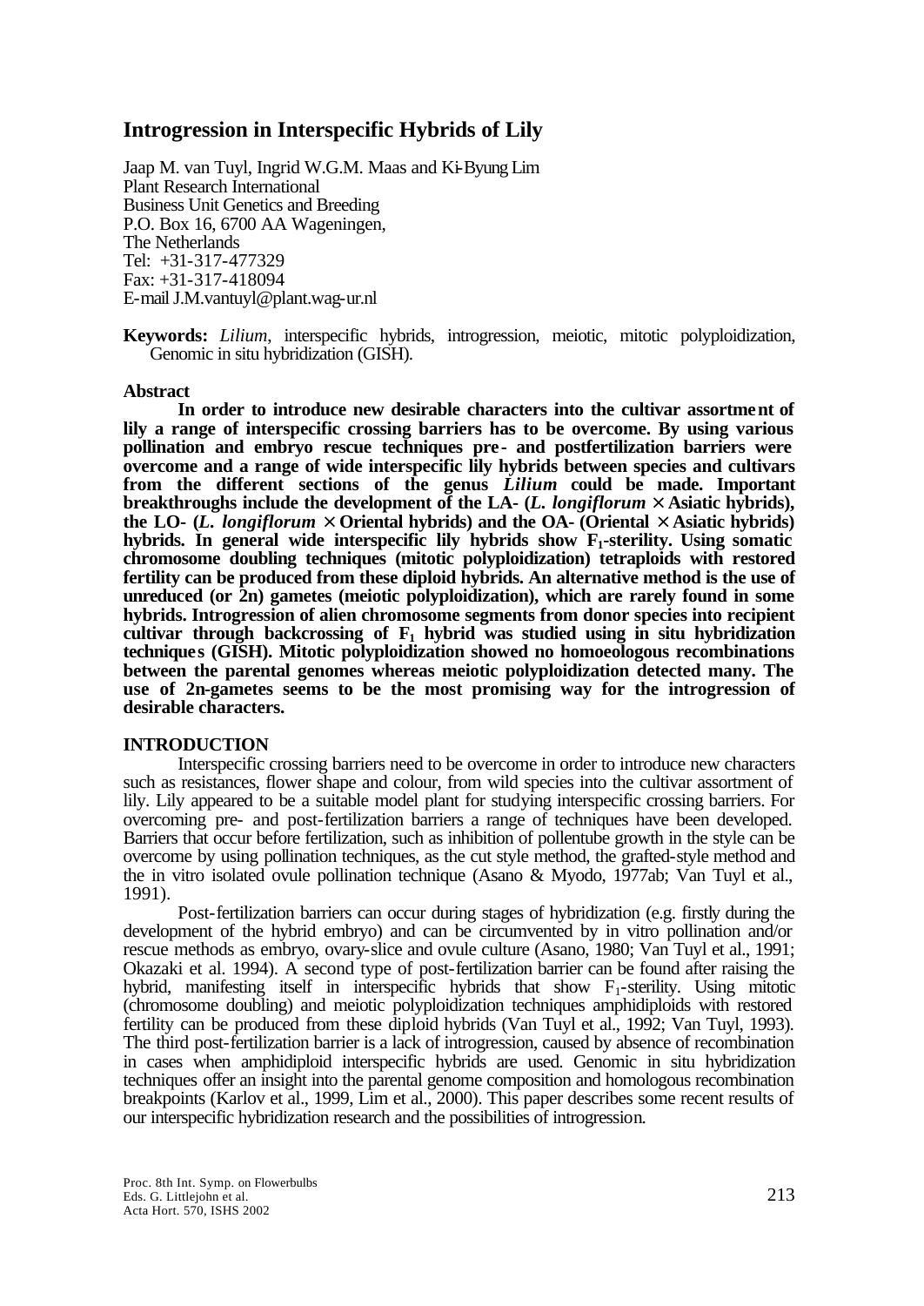# Introgression in Interspecific Hybrids of Lily

Jaap M. van Tuyl, Ingrid W.G.M. Maas and Ki-Byung Lim
Plant Research International
Business Unit Genetics and Breeding
P.O. Box 16, 6700 AA Wageningen,
The Netherlands
Tel: +31-317-477329
Fax: +31-317-418094
E-mail J.M.vantuyl@plant.wag-ur.nl

**Keywords:** *Lilium*, interspecific hybrids, introgression, meiotic, mitotic polyploidization, Genomic in situ hybridization (GISH).

## Abstract

**In order to introduce new desirable characters into the cultivar assortment of lily a range of interspecific crossing barriers has to be overcome. By using various pollination and embryo rescue techniques pre- and postfertilization barriers were overcome and a range of wide interspecific lily hybrids between species and cultivars from the different sections of the genus *Lilium* could be made. Important breakthroughs include the development of the LA- (*L. longiflorum* × Asiatic hybrids), the LO- (*L. longiflorum* × Oriental hybrids) and the OA- (Oriental × Asiatic hybrids) hybrids. In general wide interspecific lily hybrids show $F_1$-sterility. Using somatic chromosome doubling techniques (mitotic polyploidization) tetraploids with restored fertility can be produced from these diploid hybrids. An alternative method is the use of unreduced (or 2n) gametes (meiotic polyploidization), which are rarely found in some hybrids. Introgression of alien chromosome segments from donor species into recipient cultivar through backcrossing of $F_1$ hybrid was studied using in situ hybridization techniques (GISH). Mitotic polyploidization showed no homoeologous recombinations between the parental genomes whereas meiotic polyploidization detected many. The use of 2n-gametes seems to be the most promising way for the introgression of desirable characters.**

## INTRODUCTION

Interspecific crossing barriers need to be overcome in order to introduce new characters such as resistances, flower shape and colour, from wild species into the cultivar assortment of lily. Lily appeared to be a suitable model plant for studying interspecific crossing barriers. For overcoming pre- and post-fertilization barriers a range of techniques have been developed. Barriers that occur before fertilization, such as inhibition of pollentube growth in the style can be overcome by using pollination techniques, as the cut style method, the grafted-style method and the in vitro isolated ovule pollination technique (Asano & Myodo, 1977ab; Van Tuyl et al., 1991).

Post-fertilization barriers can occur during stages of hybridization (e.g. firstly during the development of the hybrid embryo) and can be circumvented by in vitro pollination and/or rescue methods as embryo, ovary-slice and ovule culture (Asano, 1980; Van Tuyl et al., 1991; Okazaki et al. 1994). A second type of post-fertilization barrier can be found after raising the hybrid, manifesting itself in interspecific hybrids that show $F_1$-sterility. Using mitotic (chromosome doubling) and meiotic polyploidization techniques amphidiploids with restored fertility can be produced from these diploid hybrids (Van Tuyl et al., 1992; Van Tuyl, 1993). The third post-fertilization barrier is a lack of introgression, caused by absence of recombination in cases when amphidiploid interspecific hybrids are used. Genomic in situ hybridization techniques offer an insight into the parental genome composition and homologous recombination breakpoints (Karlov et al., 1999, Lim et al., 2000). This paper describes some recent results of our interspecific hybridization research and the possibilities of introgression.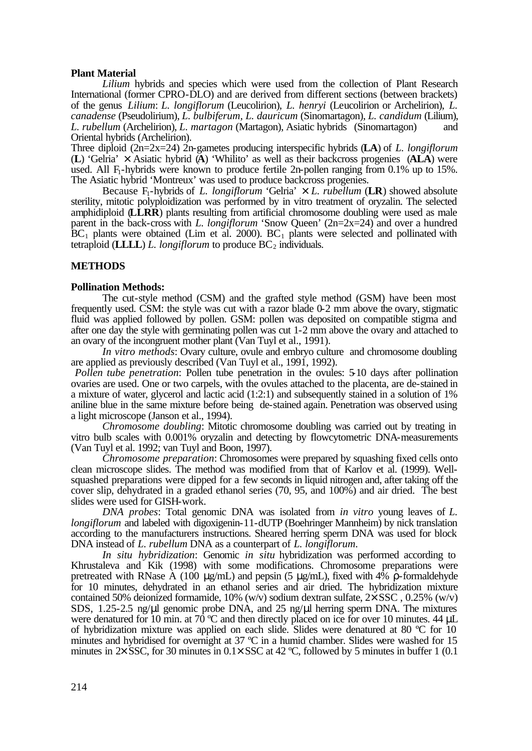**Plant Material**

*Lilium* hybrids and species which were used from the collection of Plant Research International (former CPRO-DLO) and are derived from different sections (between brackets) of the genus *Lilium*: *L. longiflorum* (Leucolirion), *L. henryi* (Leucolirion or Archelirion), *L. canadense* (Pseudolirium), *L. bulbiferum*, *L. dauricum* (Sinomartagon), *L. candidum* (Lilium), *L. rubellum* (Archelirion), *L. martagon* (Martagon), Asiatic hybrids (Sinomartagon) and Oriental hybrids (Archelirion).

Three diploid (2n=2x=24) 2n-gametes producing interspecific hybrids (**LA**) of *L. longiflorum* (**L**) 'Gelria' × Asiatic hybrid (**A**) 'Whilito' as well as their backcross progenies (**ALA**) were used. All $F_1$-hybrids were known to produce fertile 2n-pollen ranging from 0.1% up to 15%. The Asiatic hybrid 'Montreux' was used to produce backcross progenies.

Because $F_1$-hybrids of *L. longiflorum* 'Gelria' × *L. rubellum* (**LR**) showed absolute sterility, mitotic polyploidization was performed by in vitro treatment of oryzalin. The selected amphidiploid (**LLRR**) plants resulting from artificial chromosome doubling were used as male parent in the back-cross with *L. longiflorum* 'Snow Queen' (2n=2x=24) and over a hundred $BC_1$ plants were obtained (Lim et al. 2000). $BC_1$ plants were selected and pollinated with tetraploid (**LLLL**) *L. longiflorum* to produce $BC_2$ individuals.

## METHODS

**Pollination Methods:**

The cut-style method (CSM) and the grafted style method (GSM) have been most frequently used. CSM: the style was cut with a razor blade 0-2 mm above the ovary, stigmatic fluid was applied followed by pollen. GSM: pollen was deposited on compatible stigma and after one day the style with germinating pollen was cut 1-2 mm above the ovary and attached to an ovary of the incongruent mother plant (Van Tuyl et al., 1991).

*In vitro methods*: Ovary culture, ovule and embryo culture and chromosome doubling are applied as previously described (Van Tuyl et al., 1991, 1992).

*Pollen tube penetration*: Pollen tube penetration in the ovules: 5-10 days after pollination ovaries are used. One or two carpels, with the ovules attached to the placenta, are de-stained in a mixture of water, glycerol and lactic acid (1:2:1) and subsequently stained in a solution of 1% aniline blue in the same mixture before being de-stained again. Penetration was observed using a light microscope (Janson et al., 1994).

*Chromosome doubling*: Mitotic chromosome doubling was carried out by treating in vitro bulb scales with 0.001% oryzalin and detecting by flowcytometric DNA-measurements (Van Tuyl et al. 1992; van Tuyl and Boon, 1997).

*Chromosome preparation*: Chromosomes were prepared by squashing fixed cells onto clean microscope slides. The method was modified from that of Karlov et al. (1999). Well-squashed preparations were dipped for a few seconds in liquid nitrogen and, after taking off the cover slip, dehydrated in a graded ethanol series (70, 95, and 100%) and air dried. The best slides were used for GISH-work.

*DNA probes*: Total genomic DNA was isolated from *in vitro* young leaves of *L. longiflorum* and labeled with digoxigenin-11-dUTP (Boehringer Mannheim) by nick translation according to the manufacturers instructions. Sheared herring sperm DNA was used for block DNA instead of *L. rubellum* DNA as a counterpart of *L. longiflorum*.

*In situ hybridization*: Genomic *in situ* hybridization was performed according to Khrustaleva and Kik (1998) with some modifications. Chromosome preparations were pretreated with RNase A (100 µg/mL) and pepsin (5 µg/mL), fixed with 4% ρ-formaldehyde for 10 minutes, dehydrated in an ethanol series and air dried. The hybridization mixture contained 50% deionized formamide, 10% (w/v) sodium dextran sulfate, 2×SSC , 0.25% (w/v) SDS, 1.25-2.5 ng/µl genomic probe DNA, and 25 ng/µl herring sperm DNA. The mixtures were denatured for 10 min. at 70 ºC and then directly placed on ice for over 10 minutes. 44 µL of hybridization mixture was applied on each slide. Slides were denatured at 80 ºC for 10 minutes and hybridised for overnight at 37 ºC in a humid chamber. Slides were washed for 15 minutes in 2×SSC, for 30 minutes in 0.1×SSC at 42 ºC, followed by 5 minutes in buffer 1 (0.1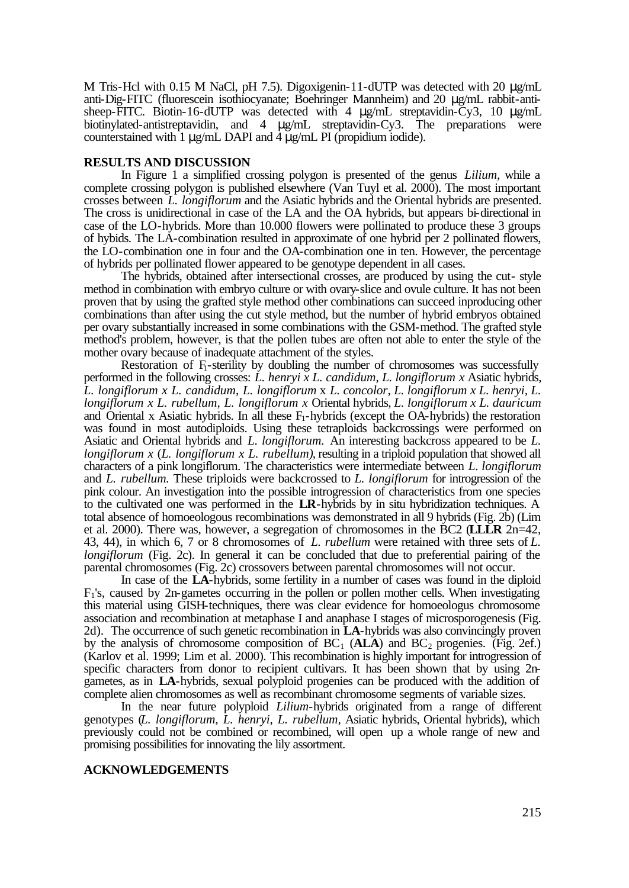M Tris-Hcl with 0.15 M NaCl, pH 7.5). Digoxigenin-11-dUTP was detected with 20 µg/mL anti-Dig-FITC (fluorescein isothiocyanate; Boehringer Mannheim) and 20 µg/mL rabbit-anti-sheep-FITC. Biotin-16-dUTP was detected with 4 µg/mL streptavidin-Cy3, 10 µg/mL biotinylated-antistreptavidin, and 4 µg/mL streptavidin-Cy3. The preparations were counterstained with 1 µg/mL DAPI and 4 µg/mL PI (propidium iodide).

## RESULTS AND DISCUSSION

In Figure 1 a simplified crossing polygon is presented of the genus *Lilium*, while a complete crossing polygon is published elsewhere (Van Tuyl et al. 2000). The most important crosses between *L. longiflorum* and the Asiatic hybrids and the Oriental hybrids are presented. The cross is unidirectional in case of the LA and the OA hybrids, but appears bi-directional in case of the LO-hybrids. More than 10.000 flowers were pollinated to produce these 3 groups of hybids. The LA-combination resulted in approximate of one hybrid per 2 pollinated flowers, the LO-combination one in four and the OA-combination one in ten. However, the percentage of hybrids per pollinated flower appeared to be genotype dependent in all cases.

The hybrids, obtained after intersectional crosses, are produced by using the cut- style method in combination with embryo culture or with ovary-slice and ovule culture. It has not been proven that by using the grafted style method other combinations can succeed inproducing other combinations than after using the cut style method, but the number of hybrid embryos obtained per ovary substantially increased in some combinations with the GSM-method. The grafted style method's problem, however, is that the pollen tubes are often not able to enter the style of the mother ovary because of inadequate attachment of the styles.

Restoration of $F_1$-sterility by doubling the number of chromosomes was successfully performed in the following crosses: *L. henryi x L. candidum*, *L. longiflorum x* Asiatic hybrids, *L. longiflorum x L. candidum*, *L. longiflorum* x *L. concolor*, *L. longiflorum x L. henryi*, *L. longiflorum x L. rubellum*, *L. longiflorum x* Oriental hybrids, *L. longiflorum x L. dauricum* and Oriental x Asiatic hybrids. In all these $F_1$-hybrids (except the OA-hybrids) the restoration was found in most autodiploids. Using these tetraploids backcrossings were performed on Asiatic and Oriental hybrids and *L. longiflorum*. An interesting backcross appeared to be *L. longiflorum x* (*L. longiflorum x L. rubellum*), resulting in a triploid population that showed all characters of a pink longiflorum. The characteristics were intermediate between *L. longiflorum* and *L. rubellum*. These triploids were backcrossed to *L. longiflorum* for introgression of the pink colour. An investigation into the possible introgression of characteristics from one species to the cultivated one was performed in the **LR**-hybrids by in situ hybridization techniques. A total absence of homoeologous recombinations was demonstrated in all 9 hybrids (Fig. 2b) (Lim et al. 2000). There was, however, a segregation of chromosomes in the BC2 (**LLLR** 2n=42, 43, 44), in which 6, 7 or 8 chromosomes of *L. rubellum* were retained with three sets of *L. longiflorum* (Fig. 2c). In general it can be concluded that due to preferential pairing of the parental chromosomes (Fig. 2c) crossovers between parental chromosomes will not occur.

In case of the **LA**-hybrids, some fertility in a number of cases was found in the diploid $F_1$'s, caused by 2n-gametes occurring in the pollen or pollen mother cells. When investigating this material using GISH-techniques, there was clear evidence for homoeologus chromosome association and recombination at metaphase I and anaphase I stages of microsporogenesis (Fig. 2d). The occurrence of such genetic recombination in **LA**-hybrids was also convincingly proven by the analysis of chromosome composition of $BC_1$ (**ALA**) and $BC_2$ progenies. (Fig. 2ef.) (Karlov et al. 1999; Lim et al. 2000). This recombination is highly important for introgression of specific characters from donor to recipient cultivars. It has been shown that by using 2n-gametes, as in **LA**-hybrids, sexual polyploid progenies can be produced with the addition of complete alien chromosomes as well as recombinant chromosome segments of variable sizes.

In the near future polyploid *Lilium*-hybrids originated from a range of different genotypes (*L. longiflorum*, *L. henryi*, *L. rubellum*, Asiatic hybrids, Oriental hybrids), which previously could not be combined or recombined, will open up a whole range of new and promising possibilities for innovating the lily assortment.

## ACKNOWLEDGEMENTS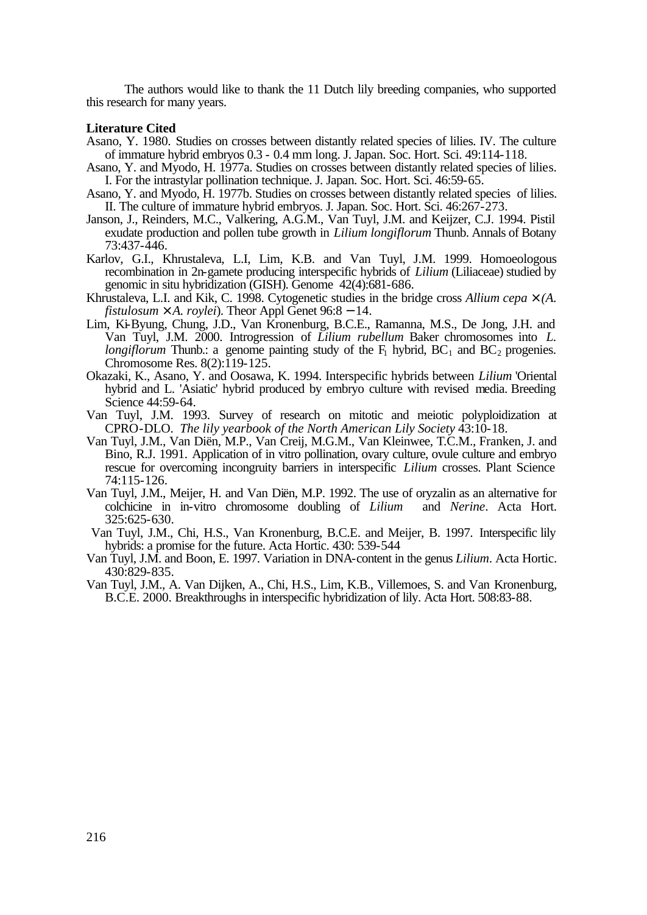The authors would like to thank the 11 Dutch lily breeding companies, who supported this research for many years.

**Literature Cited**

Asano, Y. 1980. Studies on crosses between distantly related species of lilies. IV. The culture of immature hybrid embryos 0.3 - 0.4 mm long. J. Japan. Soc. Hort. Sci. 49:114-118.

Asano, Y. and Myodo, H. 1977a. Studies on crosses between distantly related species of lilies. I. For the intrastylar pollination technique. J. Japan. Soc. Hort. Sci. 46:59-65.

Asano, Y. and Myodo, H. 1977b. Studies on crosses between distantly related species of lilies. II. The culture of immature hybrid embryos. J. Japan. Soc. Hort. Sci. 46:267-273.

Janson, J., Reinders, M.C., Valkering, A.G.M., Van Tuyl, J.M. and Keijzer, C.J. 1994. Pistil exudate production and pollen tube growth in *Lilium longiflorum* Thunb. Annals of Botany 73:437-446.

Karlov, G.I., Khrustaleva, L.I, Lim, K.B. and Van Tuyl, J.M. 1999. Homoeologous recombination in 2n-gamete producing interspecific hybrids of *Lilium* (Liliaceae) studied by genomic in situ hybridization (GISH). Genome 42(4):681-686.

Khrustaleva, L.I. and Kik, C. 1998. Cytogenetic studies in the bridge cross *Allium cepa* × *(A. fistulosum* × *A. roylei*). Theor Appl Genet 96:8 – 14.

Lim, Ki-Byung, Chung, J.D., Van Kronenburg, B.C.E., Ramanna, M.S., De Jong, J.H. and Van Tuyl, J.M. 2000. Introgression of *Lilium rubellum* Baker chromosomes into *L. longiflorum* Thunb.: a genome painting study of the $F_1$ hybrid, $BC_1$ and $BC_2$ progenies. Chromosome Res. 8(2):119-125.

Okazaki, K., Asano, Y. and Oosawa, K. 1994. Interspecific hybrids between *Lilium* 'Oriental hybrid and L. 'Asiatic' hybrid produced by embryo culture with revised media. Breeding Science 44:59-64.

Van Tuyl, J.M. 1993. Survey of research on mitotic and meiotic polyploidization at CPRO-DLO. *The lily yearbook of the North American Lily Society* 43:10-18.

Van Tuyl, J.M., Van Diën, M.P., Van Creij, M.G.M., Van Kleinwee, T.C.M., Franken, J. and Bino, R.J. 1991. Application of in vitro pollination, ovary culture, ovule culture and embryo rescue for overcoming incongruity barriers in interspecific *Lilium* crosses. Plant Science 74:115-126.

Van Tuyl, J.M., Meijer, H. and Van Diën, M.P. 1992. The use of oryzalin as an alternative for colchicine in in-vitro chromosome doubling of *Lilium* and *Nerine*. Acta Hort. 325:625-630.

Van Tuyl, J.M., Chi, H.S., Van Kronenburg, B.C.E. and Meijer, B. 1997. Interspecific lily hybrids: a promise for the future. Acta Hortic. 430: 539-544

Van Tuyl, J.M. and Boon, E. 1997. Variation in DNA-content in the genus *Lilium*. Acta Hortic. 430:829-835.

Van Tuyl, J.M., A. Van Dijken, A., Chi, H.S., Lim, K.B., Villemoes, S. and Van Kronenburg, B.C.E. 2000. Breakthroughs in interspecific hybridization of lily. Acta Hort. 508:83-88.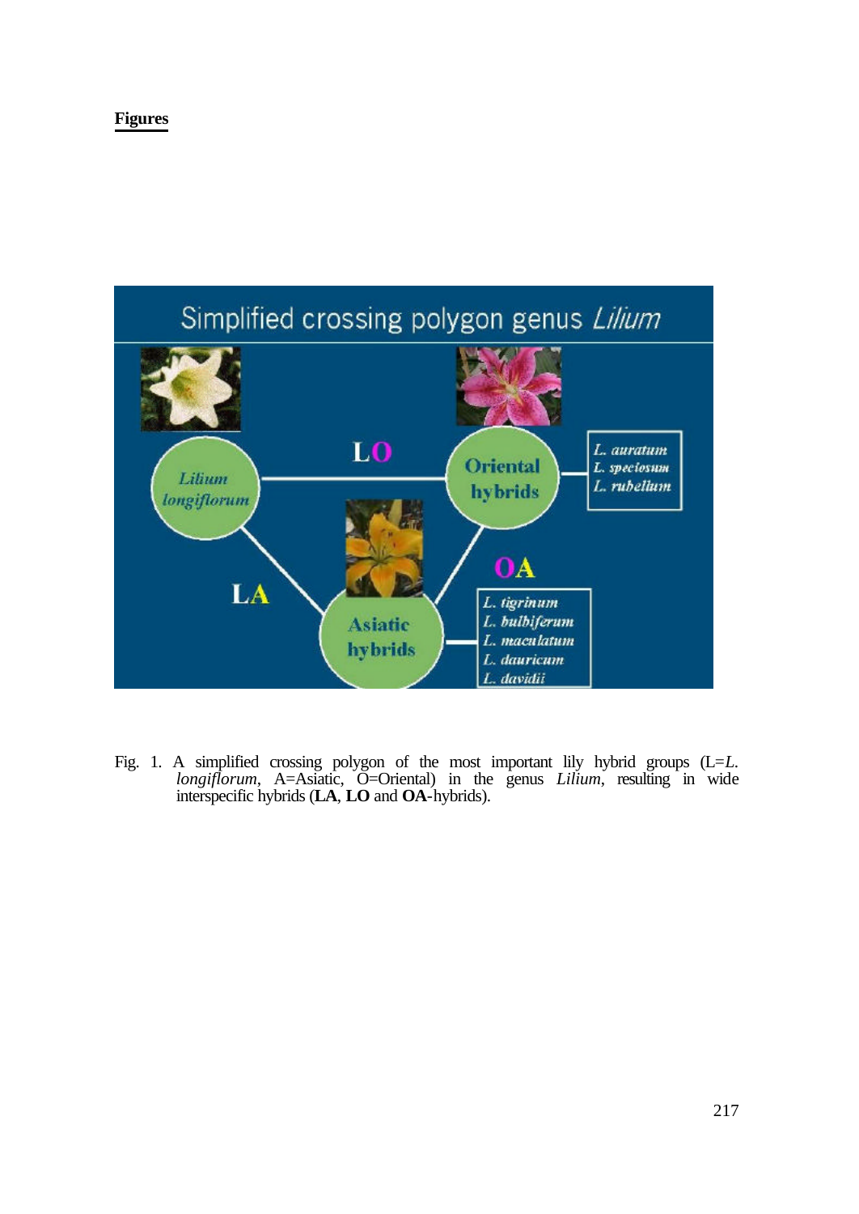**Figures**

Fig. 1. A simplified crossing polygon of the most important lily hybrid groups (L=*L. longiflorum*, A=Asiatic, O=Oriental) in the genus *Lilium*, resulting in wide interspecific hybrids (**LA**, **LO** and **OA**-hybrids).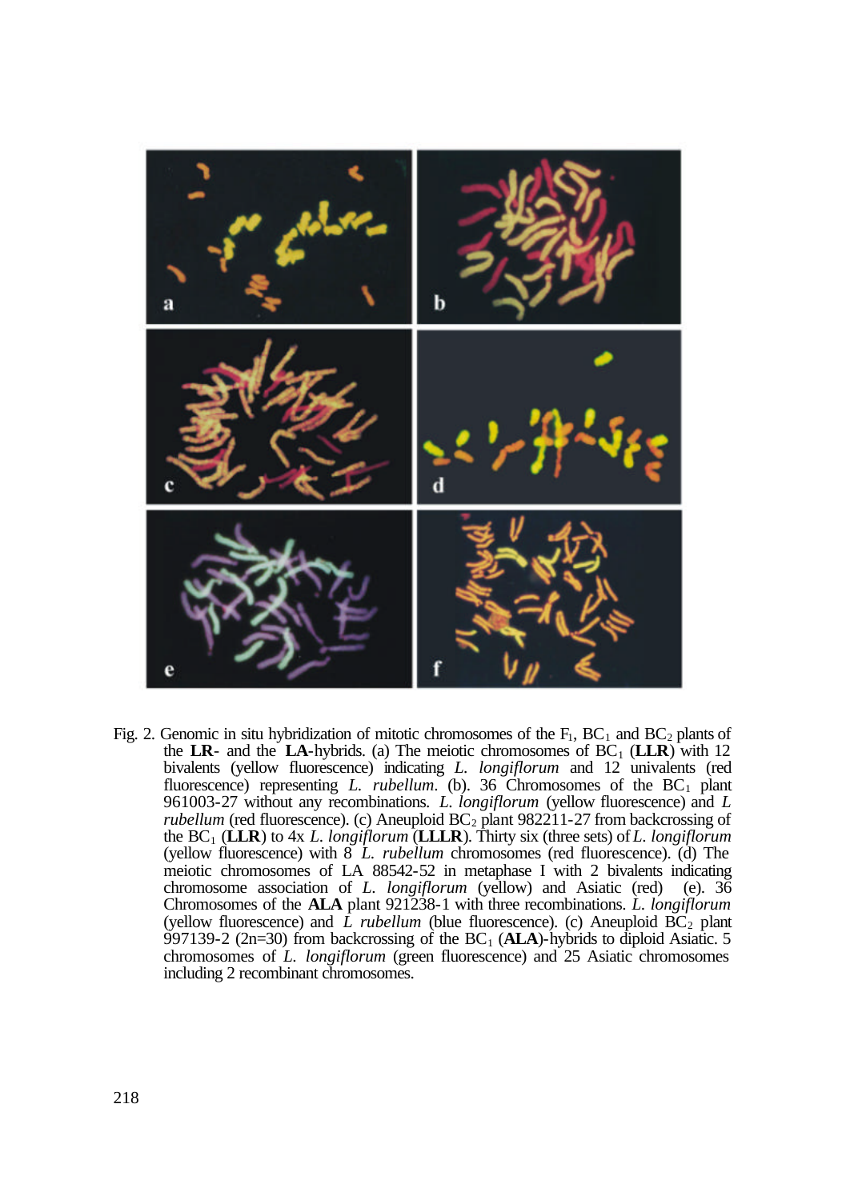Fig. 2. Genomic in situ hybridization of mitotic chromosomes of the $F_1$, $BC_1$ and $BC_2$ plants of the **LR**- and the **LA**-hybrids. (a) The meiotic chromosomes of $BC_1$ (**LLR**) with 12 bivalents (yellow fluorescence) indicating *L. longiflorum* and 12 univalents (red fluorescence) representing *L. rubellum*. (b). 36 Chromosomes of the $BC_1$ plant 961003-27 without any recombinations. *L. longiflorum* (yellow fluorescence) and *L rubellum* (red fluorescence). (c) Aneuploid $BC_2$ plant 982211-27 from backcrossing of the $BC_1$ (**LLR**) to 4x *L. longiflorum* (**LLLR**). Thirty six (three sets) of *L. longiflorum* (yellow fluorescence) with 8 *L. rubellum* chromosomes (red fluorescence). (d) The meiotic chromosomes of LA 88542-52 in metaphase I with 2 bivalents indicating chromosome association of *L. longiflorum* (yellow) and Asiatic (red) (e). 36 Chromosomes of the **ALA** plant 921238-1 with three recombinations. *L. longiflorum* (yellow fluorescence) and *L rubellum* (blue fluorescence). (c) Aneuploid $BC_2$ plant 997139-2 (2n=30) from backcrossing of the $BC_1$ (**ALA**)-hybrids to diploid Asiatic. 5 chromosomes of *L. longiflorum* (green fluorescence) and 25 Asiatic chromosomes including 2 recombinant chromosomes.